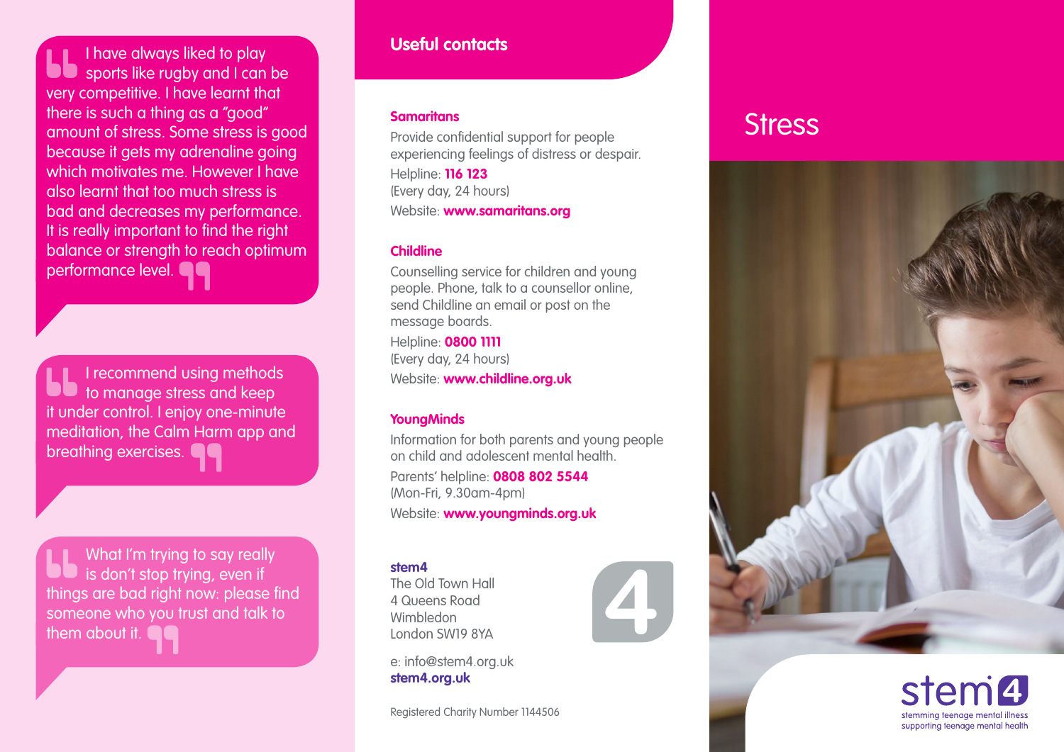> I have always liked to play sports like rugby and I can be very competitive. I have learnt that there is such a thing as a "good" amount of stress. Some stress is good because it gets my adrenaline going which motivates me. However I have also learnt that too much stress is bad and decreases my performance. It is really important to find the right balance or strength to reach optimum performance level.

> I recommend using methods to manage stress and keep it under control. I enjoy one-minute meditation, the Calm Harm app and breathing exercises.

> What I'm trying to say really is don't stop trying, even if things are bad right now: please find someone who you trust and talk to them about it.

## Useful contacts

### Samaritans

Provide confidential support for people experiencing feelings of distress or despair.

Helpline: **116 123**
(Every day, 24 hours)

Website: **www.samaritans.org**

### Childline

Counselling service for children and young people. Phone, talk to a counsellor online, send Childline an email or post on the message boards.

Helpline: **0800 1111**
(Every day, 24 hours)

Website: **www.childline.org.uk**

### YoungMinds

Information for both parents and young people on child and adolescent mental health.

Parents' helpline: **0808 802 5544**
(Mon-Fri, 9.30am-4pm)

Website: **www.youngminds.org.uk**

**stem4**
The Old Town Hall
4 Queens Road
Wimbledon
London SW19 8YA

e: info@stem4.org.uk
**stem4.org.uk**

Registered Charity Number 1144506

# Stress

stem4
stemming teenage mental illness
supporting teenage mental health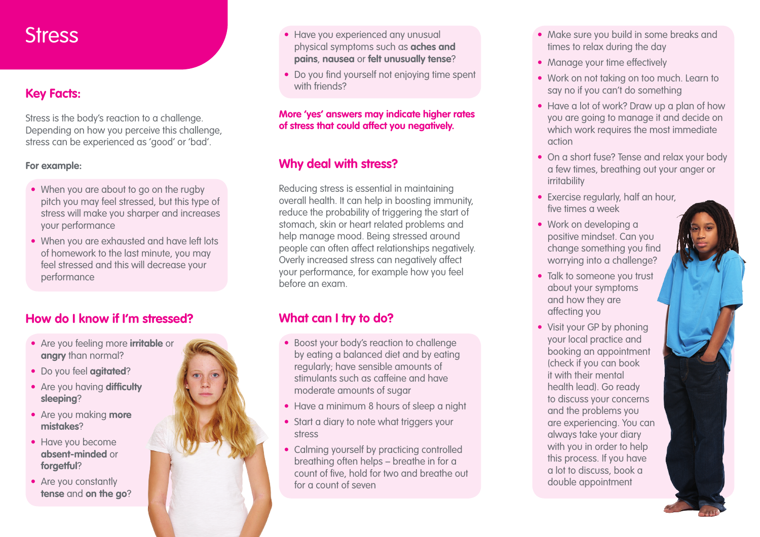# Stress

## Key Facts:

Stress is the body's reaction to a challenge. Depending on how you perceive this challenge, stress can be experienced as 'good' or 'bad'.

**For example:**

- When you are about to go on the rugby pitch you may feel stressed, but this type of stress will make you sharper and increases your performance
- When you are exhausted and have left lots of homework to the last minute, you may feel stressed and this will decrease your performance

## How do I know if I'm stressed?

- Are you feeling more **irritable** or **angry** than normal?
- Do you feel **agitated**?
- Are you having **difficulty sleeping**?
- Are you making **more mistakes**?
- Have you become **absent-minded** or **forgetful**?
- Are you constantly **tense** and **on the go**?
- Have you experienced any unusual physical symptoms such as **aches and pains**, **nausea** or **felt unusually tense**?
- Do you find yourself not enjoying time spent with friends?

**More 'yes' answers may indicate higher rates of stress that could affect you negatively.**

## Why deal with stress?

Reducing stress is essential in maintaining overall health. It can help in boosting immunity, reduce the probability of triggering the start of stomach, skin or heart related problems and help manage mood. Being stressed around people can often affect relationships negatively. Overly increased stress can negatively affect your performance, for example how you feel before an exam.

## What can I try to do?

- Boost your body's reaction to challenge by eating a balanced diet and by eating regularly; have sensible amounts of stimulants such as caffeine and have moderate amounts of sugar
- Have a minimum 8 hours of sleep a night
- Start a diary to note what triggers your stress
- Calming yourself by practicing controlled breathing often helps – breathe in for a count of five, hold for two and breathe out for a count of seven
- Make sure you build in some breaks and times to relax during the day
- Manage your time effectively
- Work on not taking on too much. Learn to say no if you can't do something
- Have a lot of work? Draw up a plan of how you are going to manage it and decide on which work requires the most immediate action
- On a short fuse? Tense and relax your body a few times, breathing out your anger or irritability
- Exercise regularly, half an hour, five times a week
- Work on developing a positive mindset. Can you change something you find worrying into a challenge?
- Talk to someone you trust about your symptoms and how they are affecting you
- Visit your GP by phoning your local practice and booking an appointment (check if you can book it with their mental health lead). Go ready to discuss your concerns and the problems you are experiencing. You can always take your diary with you in order to help this process. If you have a lot to discuss, book a double appointment